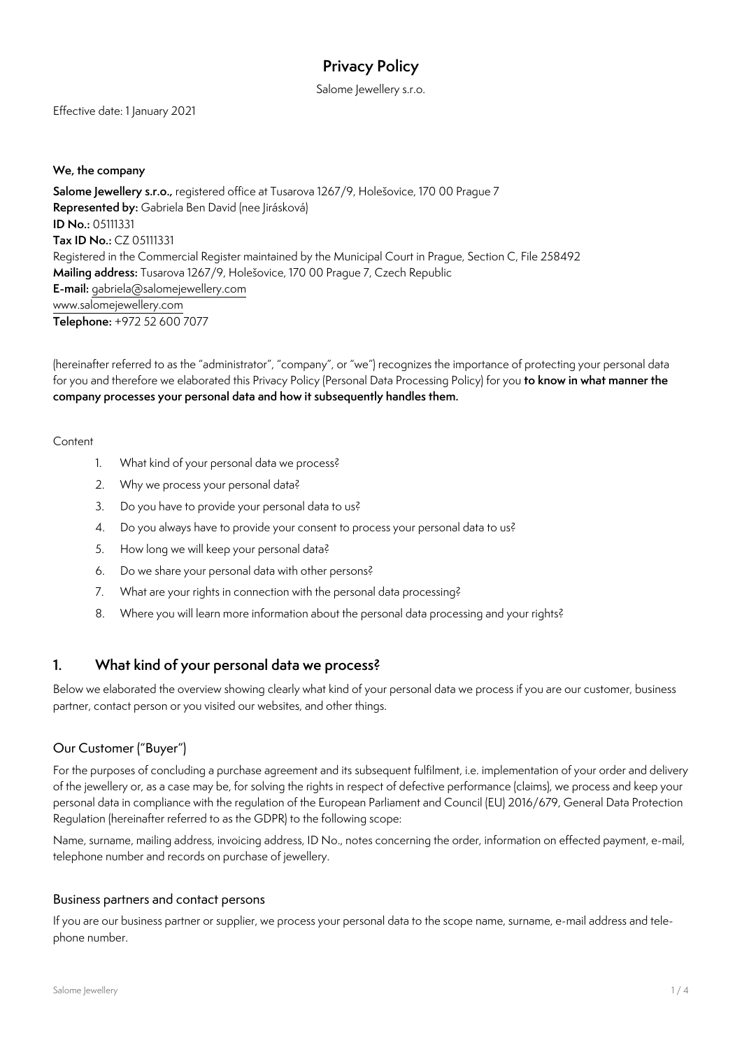# Privacy Policy

Salome Jewellery s.r.o.

Effective date: 1 January 2021

**We, the company**

**Salome Jewellery s.r.o.,** registered office at Tusarova 1267/9, Holešovice, 170 00 Prague 7
**Represented by:** Gabriela Ben David (nee Jirásková)
**ID No.:** 05111331
**Tax ID No.:** CZ 05111331
Registered in the Commercial Register maintained by the Municipal Court in Prague, Section C, File 258492
**Mailing address:** Tusarova 1267/9, Holešovice, 170 00 Prague 7, Czech Republic
**E-mail:** gabriela@salomejewellery.com
www.salomejewellery.com
**Telephone:** +972 52 600 7077

(hereinafter referred to as the "administrator", "company", or "we") recognizes the importance of protecting your personal data for you and therefore we elaborated this Privacy Policy (Personal Data Processing Policy) for you **to know in what manner the company processes your personal data and how it subsequently handles them.**

Content

1. What kind of your personal data we process?
2. Why we process your personal data?
3. Do you have to provide your personal data to us?
4. Do you always have to provide your consent to process your personal data to us?
5. How long we will keep your personal data?
6. Do we share your personal data with other persons?
7. What are your rights in connection with the personal data processing?
8. Where you will learn more information about the personal data processing and your rights?

## 1. What kind of your personal data we process?

Below we elaborated the overview showing clearly what kind of your personal data we process if you are our customer, business partner, contact person or you visited our websites, and other things.

### Our Customer ("Buyer")

For the purposes of concluding a purchase agreement and its subsequent fulfilment, i.e. implementation of your order and delivery of the jewellery or, as a case may be, for solving the rights in respect of defective performance (claims), we process and keep your personal data in compliance with the regulation of the European Parliament and Council (EU) 2016/679, General Data Protection Regulation (hereinafter referred to as the GDPR) to the following scope:

Name, surname, mailing address, invoicing address, ID No., notes concerning the order, information on effected payment, e-mail, telephone number and records on purchase of jewellery.

### Business partners and contact persons

If you are our business partner or supplier, we process your personal data to the scope name, surname, e-mail address and telephone number.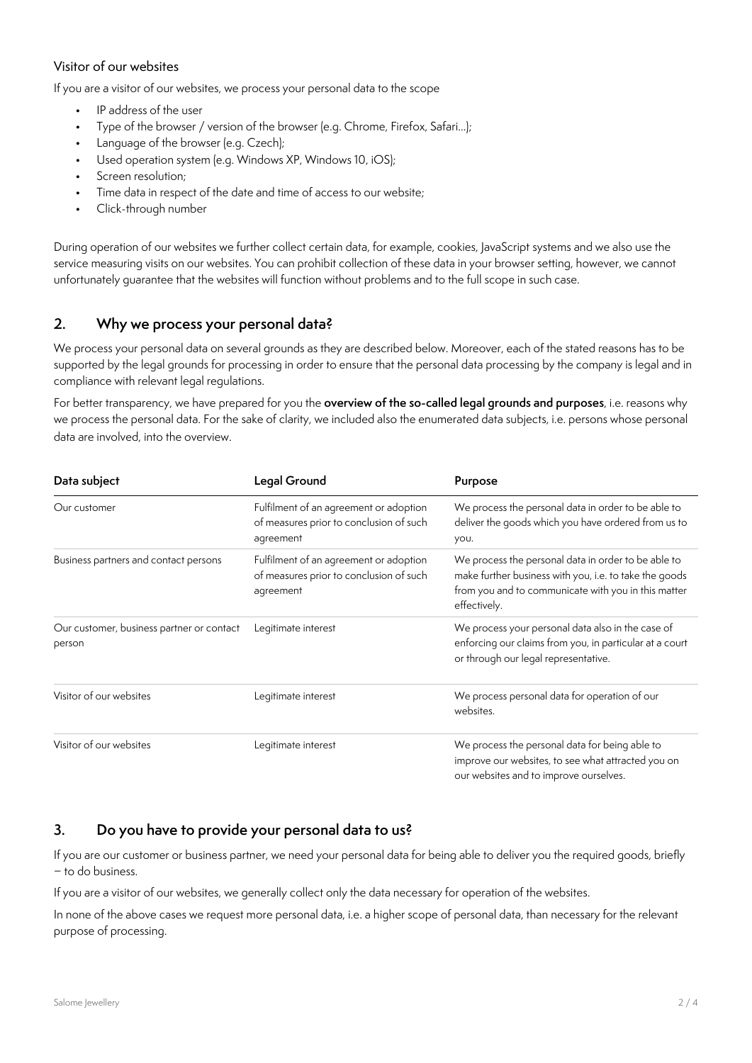### Visitor of our websites

If you are a visitor of our websites, we process your personal data to the scope

- IP address of the user
- Type of the browser / version of the browser (e.g. Chrome, Firefox, Safari…);
- Language of the browser (e.g. Czech);
- Used operation system (e.g. Windows XP, Windows 10, iOS);
- Screen resolution;
- Time data in respect of the date and time of access to our website;
- Click-through number

During operation of our websites we further collect certain data, for example, cookies, JavaScript systems and we also use the service measuring visits on our websites. You can prohibit collection of these data in your browser setting, however, we cannot unfortunately guarantee that the websites will function without problems and to the full scope in such case.

## 2. Why we process your personal data?

We process your personal data on several grounds as they are described below. Moreover, each of the stated reasons has to be supported by the legal grounds for processing in order to ensure that the personal data processing by the company is legal and in compliance with relevant legal regulations.

For better transparency, we have prepared for you the **overview of the so-called legal grounds and purposes**, i.e. reasons why we process the personal data. For the sake of clarity, we included also the enumerated data subjects, i.e. persons whose personal data are involved, into the overview.

| Data subject | Legal Ground | Purpose |
|---|---|---|
| Our customer | Fulfilment of an agreement or adoption of measures prior to conclusion of such agreement | We process the personal data in order to be able to deliver the goods which you have ordered from us to you. |
| Business partners and contact persons | Fulfilment of an agreement or adoption of measures prior to conclusion of such agreement | We process the personal data in order to be able to make further business with you, i.e. to take the goods from you and to communicate with you in this matter effectively. |
| Our customer, business partner or contact person | Legitimate interest | We process your personal data also in the case of enforcing our claims from you, in particular at a court or through our legal representative. |
| Visitor of our websites | Legitimate interest | We process personal data for operation of our websites. |
| Visitor of our websites | Legitimate interest | We process the personal data for being able to improve our websites, to see what attracted you on our websites and to improve ourselves. |

## 3. Do you have to provide your personal data to us?

If you are our customer or business partner, we need your personal data for being able to deliver you the required goods, briefly – to do business.

If you are a visitor of our websites, we generally collect only the data necessary for operation of the websites.

In none of the above cases we request more personal data, i.e. a higher scope of personal data, than necessary for the relevant purpose of processing.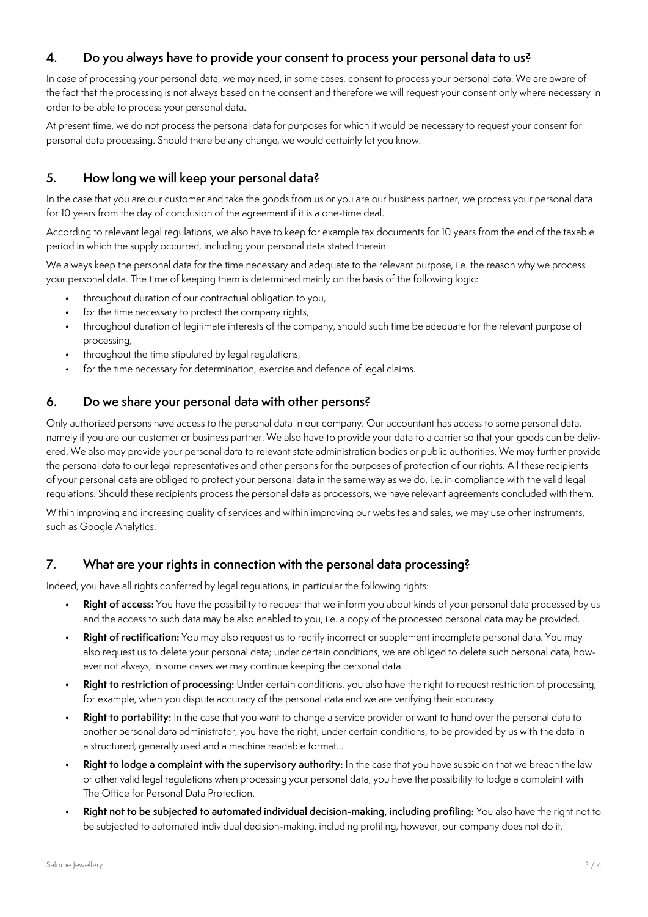## 4. Do you always have to provide your consent to process your personal data to us?

In case of processing your personal data, we may need, in some cases, consent to process your personal data. We are aware of the fact that the processing is not always based on the consent and therefore we will request your consent only where necessary in order to be able to process your personal data.

At present time, we do not process the personal data for purposes for which it would be necessary to request your consent for personal data processing. Should there be any change, we would certainly let you know.

## 5. How long we will keep your personal data?

In the case that you are our customer and take the goods from us or you are our business partner, we process your personal data for 10 years from the day of conclusion of the agreement if it is a one-time deal.

According to relevant legal regulations, we also have to keep for example tax documents for 10 years from the end of the taxable period in which the supply occurred, including your personal data stated therein.

We always keep the personal data for the time necessary and adequate to the relevant purpose, i.e. the reason why we process your personal data. The time of keeping them is determined mainly on the basis of the following logic:

- throughout duration of our contractual obligation to you,
- for the time necessary to protect the company rights,
- throughout duration of legitimate interests of the company, should such time be adequate for the relevant purpose of processing,
- throughout the time stipulated by legal regulations,
- for the time necessary for determination, exercise and defence of legal claims.

## 6. Do we share your personal data with other persons?

Only authorized persons have access to the personal data in our company. Our accountant has access to some personal data, namely if you are our customer or business partner. We also have to provide your data to a carrier so that your goods can be delivered. We also may provide your personal data to relevant state administration bodies or public authorities. We may further provide the personal data to our legal representatives and other persons for the purposes of protection of our rights. All these recipients of your personal data are obliged to protect your personal data in the same way as we do, i.e. in compliance with the valid legal regulations. Should these recipients process the personal data as processors, we have relevant agreements concluded with them.

Within improving and increasing quality of services and within improving our websites and sales, we may use other instruments, such as Google Analytics.

## 7. What are your rights in connection with the personal data processing?

Indeed, you have all rights conferred by legal regulations, in particular the following rights:

- **Right of access:** You have the possibility to request that we inform you about kinds of your personal data processed by us and the access to such data may be also enabled to you, i.e. a copy of the processed personal data may be provided.
- **Right of rectification:** You may also request us to rectify incorrect or supplement incomplete personal data. You may also request us to delete your personal data; under certain conditions, we are obliged to delete such personal data, however not always, in some cases we may continue keeping the personal data.
- **Right to restriction of processing:** Under certain conditions, you also have the right to request restriction of processing, for example, when you dispute accuracy of the personal data and we are verifying their accuracy.
- **Right to portability:** In the case that you want to change a service provider or want to hand over the personal data to another personal data administrator, you have the right, under certain conditions, to be provided by us with the data in a structured, generally used and a machine readable format…
- **Right to lodge a complaint with the supervisory authority:** In the case that you have suspicion that we breach the law or other valid legal regulations when processing your personal data, you have the possibility to lodge a complaint with The Office for Personal Data Protection.
- **Right not to be subjected to automated individual decision-making, including profiling:** You also have the right not to be subjected to automated individual decision-making, including profiling, however, our company does not do it.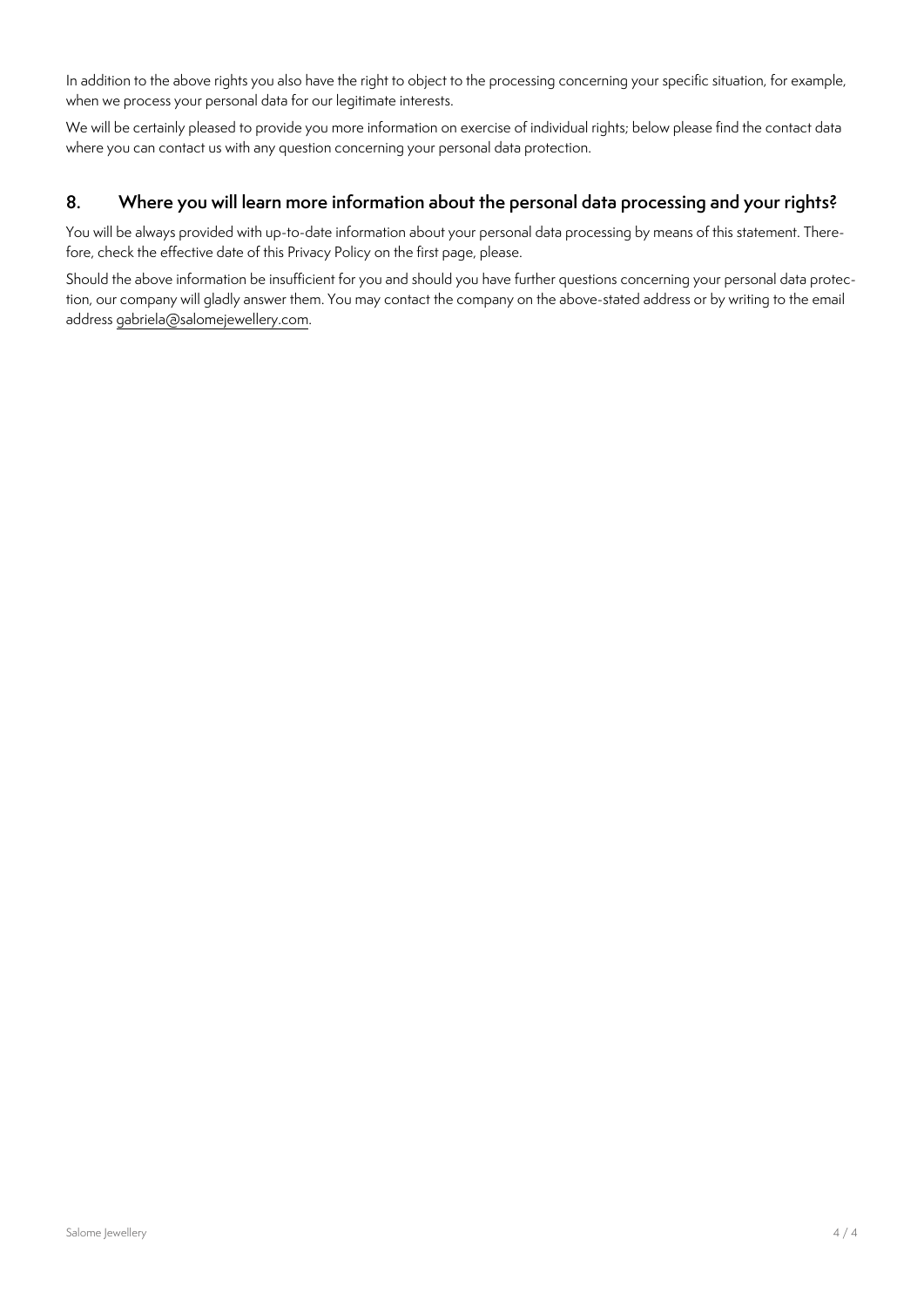In addition to the above rights you also have the right to object to the processing concerning your specific situation, for example, when we process your personal data for our legitimate interests.

We will be certainly pleased to provide you more information on exercise of individual rights; below please find the contact data where you can contact us with any question concerning your personal data protection.

## 8. Where you will learn more information about the personal data processing and your rights?

You will be always provided with up-to-date information about your personal data processing by means of this statement. Therefore, check the effective date of this Privacy Policy on the first page, please.

Should the above information be insufficient for you and should you have further questions concerning your personal data protection, our company will gladly answer them. You may contact the company on the above-stated address or by writing to the email address gabriela@salomejewellery.com.